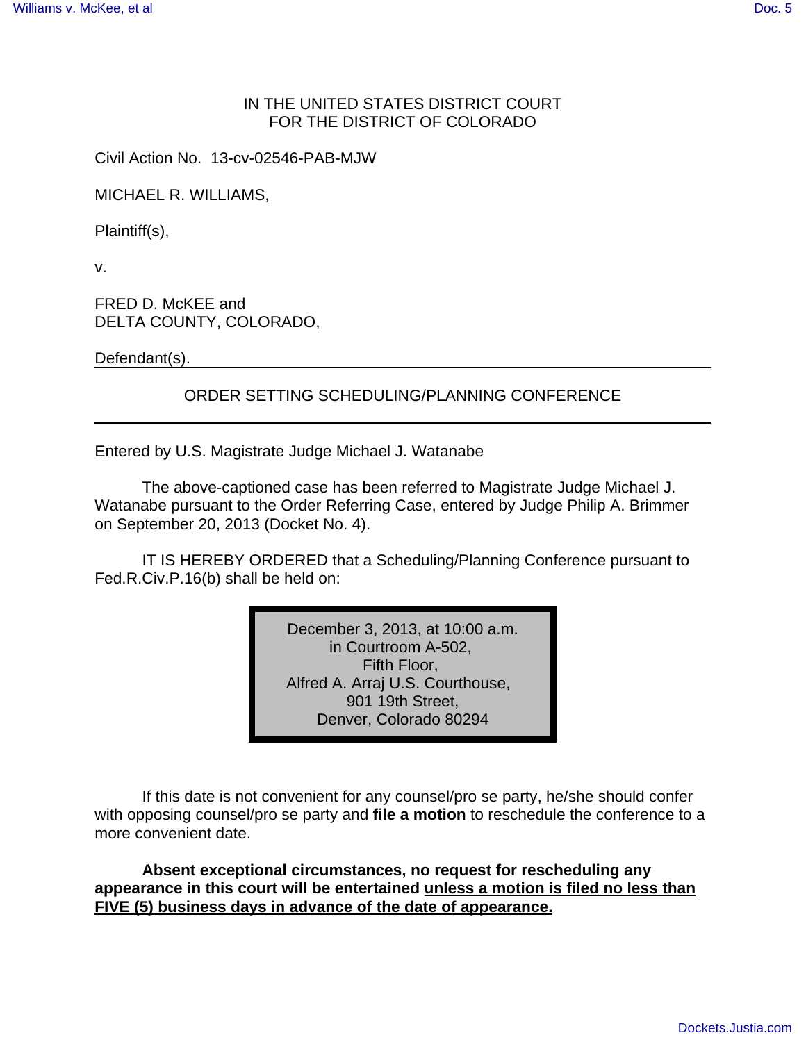IN THE UNITED STATES DISTRICT COURT
FOR THE DISTRICT OF COLORADO

Civil Action No. 13-cv-02546-PAB-MJW

MICHAEL R. WILLIAMS,

Plaintiff(s),

v.

FRED D. McKEE and
DELTA COUNTY, COLORADO,

Defendant(s).

---

## ORDER SETTING SCHEDULING/PLANNING CONFERENCE

---

Entered by U.S. Magistrate Judge Michael J. Watanabe

The above-captioned case has been referred to Magistrate Judge Michael J. Watanabe pursuant to the Order Referring Case, entered by Judge Philip A. Brimmer on September 20, 2013 (Docket No. 4).

IT IS HEREBY ORDERED that a Scheduling/Planning Conference pursuant to Fed.R.Civ.P.16(b) shall be held on:

December 3, 2013, at 10:00 a.m.
in Courtroom A-502,
Fifth Floor,
Alfred A. Arraj U.S. Courthouse,
901 19th Street,
Denver, Colorado 80294

If this date is not convenient for any counsel/pro se party, he/she should confer with opposing counsel/pro se party and **file a motion** to reschedule the conference to a more convenient date.

**Absent exceptional circumstances, no request for rescheduling any appearance in this court will be entertained unless a motion is filed no less than FIVE (5) business days in advance of the date of appearance.**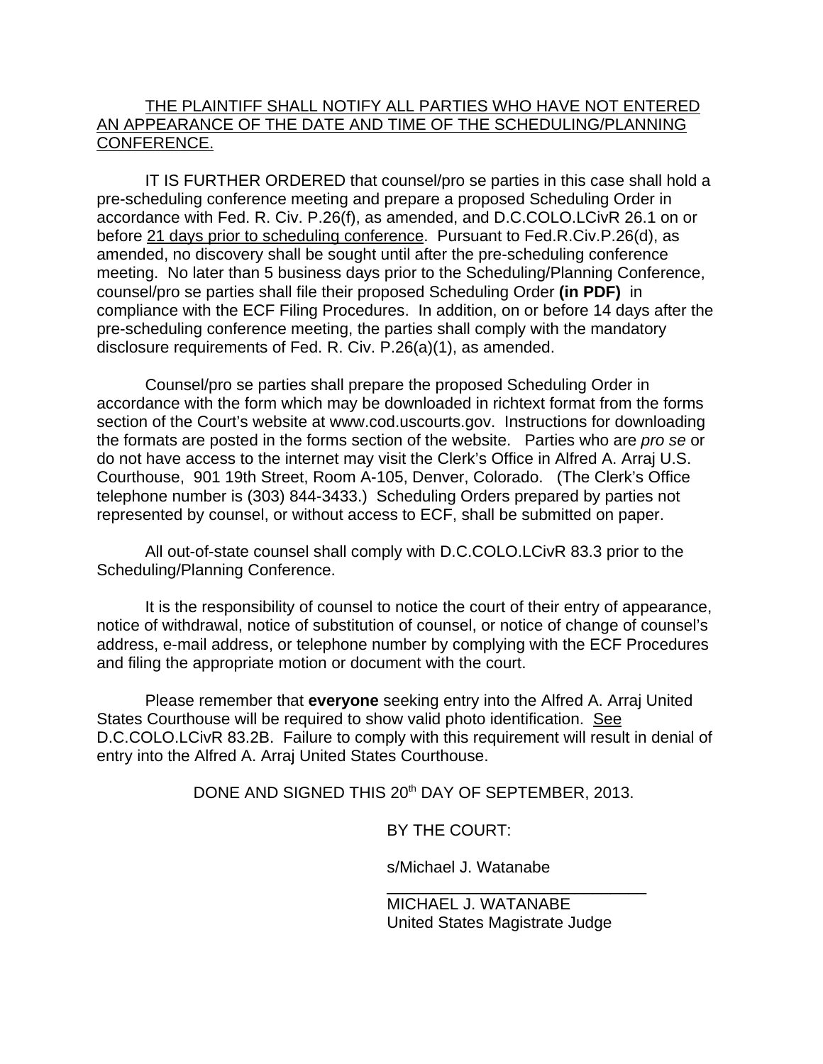THE PLAINTIFF SHALL NOTIFY ALL PARTIES WHO HAVE NOT ENTERED AN APPEARANCE OF THE DATE AND TIME OF THE SCHEDULING/PLANNING CONFERENCE.

IT IS FURTHER ORDERED that counsel/pro se parties in this case shall hold a pre-scheduling conference meeting and prepare a proposed Scheduling Order in accordance with Fed. R. Civ. P.26(f), as amended, and D.C.COLO.LCivR 26.1 on or before 21 days prior to scheduling conference. Pursuant to Fed.R.Civ.P.26(d), as amended, no discovery shall be sought until after the pre-scheduling conference meeting. No later than 5 business days prior to the Scheduling/Planning Conference, counsel/pro se parties shall file their proposed Scheduling Order **(in PDF)** in compliance with the ECF Filing Procedures. In addition, on or before 14 days after the pre-scheduling conference meeting, the parties shall comply with the mandatory disclosure requirements of Fed. R. Civ. P.26(a)(1), as amended.

Counsel/pro se parties shall prepare the proposed Scheduling Order in accordance with the form which may be downloaded in richtext format from the forms section of the Court's website at www.cod.uscourts.gov. Instructions for downloading the formats are posted in the forms section of the website. Parties who are *pro se* or do not have access to the internet may visit the Clerk's Office in Alfred A. Arraj U.S. Courthouse, 901 19th Street, Room A-105, Denver, Colorado. (The Clerk's Office telephone number is (303) 844-3433.) Scheduling Orders prepared by parties not represented by counsel, or without access to ECF, shall be submitted on paper.

All out-of-state counsel shall comply with D.C.COLO.LCivR 83.3 prior to the Scheduling/Planning Conference.

It is the responsibility of counsel to notice the court of their entry of appearance, notice of withdrawal, notice of substitution of counsel, or notice of change of counsel's address, e-mail address, or telephone number by complying with the ECF Procedures and filing the appropriate motion or document with the court.

Please remember that **everyone** seeking entry into the Alfred A. Arraj United States Courthouse will be required to show valid photo identification. See D.C.COLO.LCivR 83.2B. Failure to comply with this requirement will result in denial of entry into the Alfred A. Arraj United States Courthouse.

DONE AND SIGNED THIS 20th DAY OF SEPTEMBER, 2013.

BY THE COURT:

s/Michael J. Watanabe

MICHAEL J. WATANABE
United States Magistrate Judge